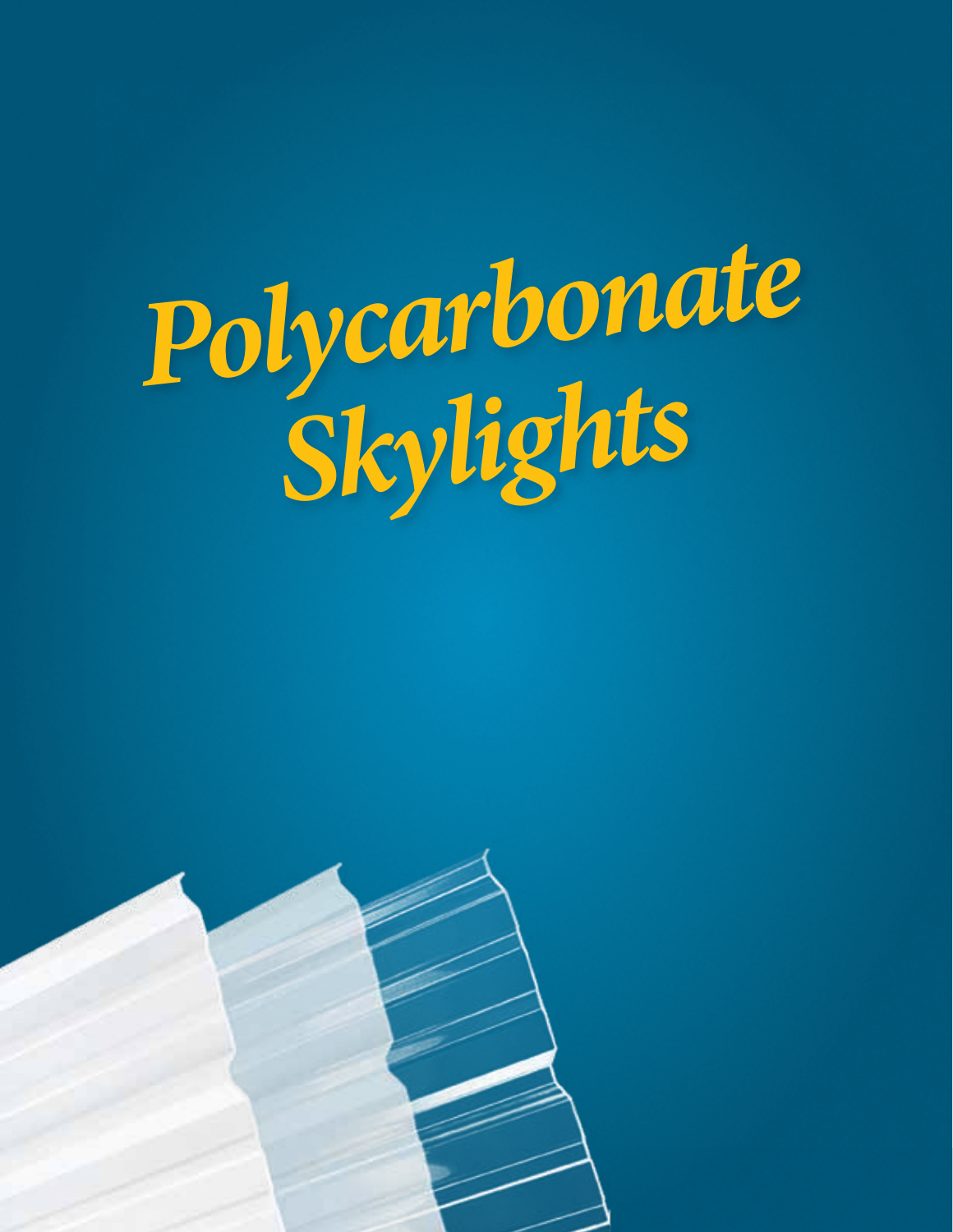# *Polycarbonate Skylights*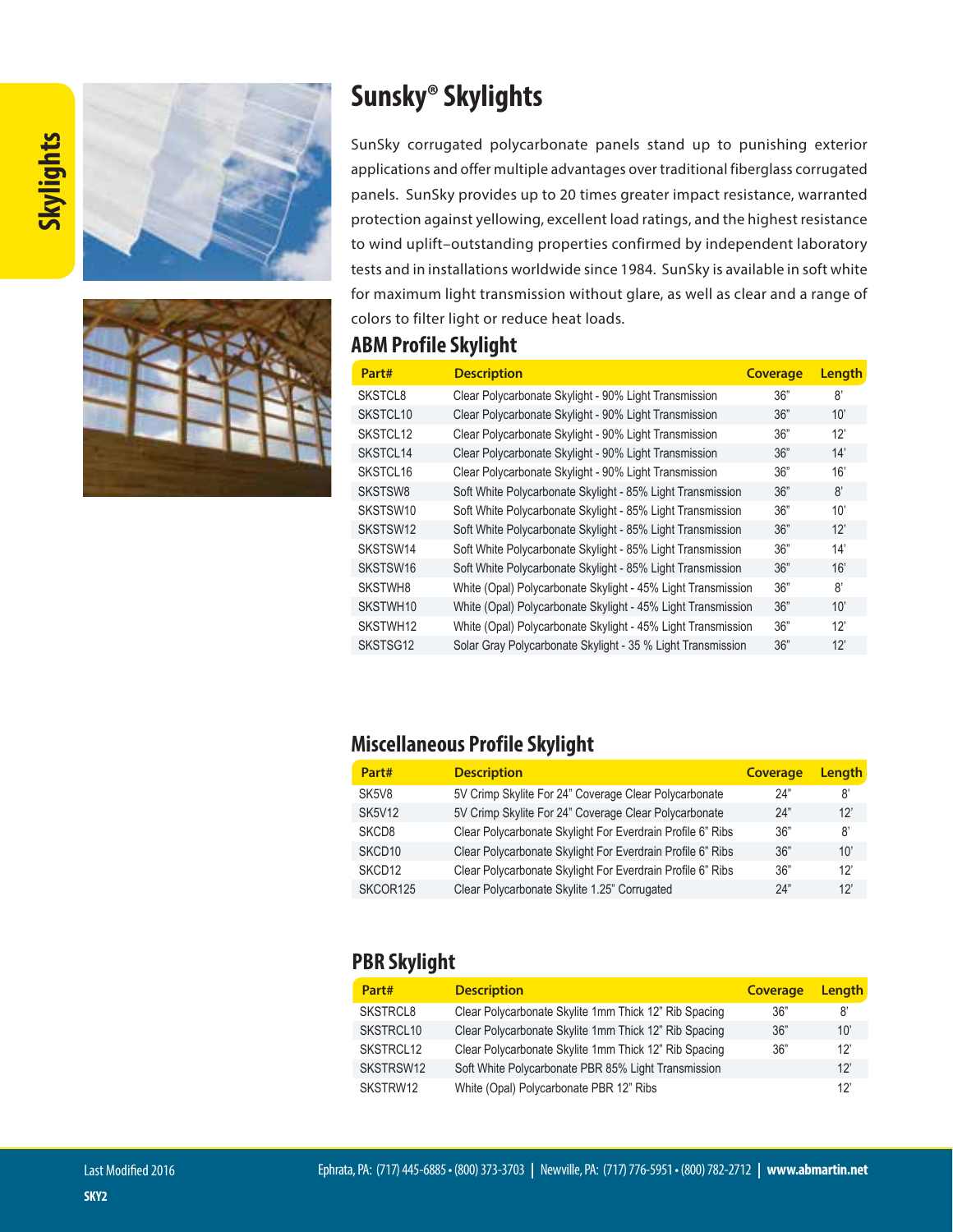# Sunsky® Skylights

SunSky corrugated polycarbonate panels stand up to punishing exterior applications and offer multiple advantages over traditional fiberglass corrugated panels. SunSky provides up to 20 times greater impact resistance, warranted protection against yellowing, excellent load ratings, and the highest resistance to wind uplift–outstanding properties confirmed by independent laboratory tests and in installations worldwide since 1984. SunSky is available in soft white for maximum light transmission without glare, as well as clear and a range of colors to filter light or reduce heat loads.

## ABM Profile Skylight

| Part# | Description | Coverage | Length |
|---|---|---|---|
| SKSTCL8 | Clear Polycarbonate Skylight - 90% Light Transmission | 36" | 8' |
| SKSTCL10 | Clear Polycarbonate Skylight - 90% Light Transmission | 36" | 10' |
| SKSTCL12 | Clear Polycarbonate Skylight - 90% Light Transmission | 36" | 12' |
| SKSTCL14 | Clear Polycarbonate Skylight - 90% Light Transmission | 36" | 14' |
| SKSTCL16 | Clear Polycarbonate Skylight - 90% Light Transmission | 36" | 16' |
| SKSTSW8 | Soft White Polycarbonate Skylight - 85% Light Transmission | 36" | 8' |
| SKSTSW10 | Soft White Polycarbonate Skylight - 85% Light Transmission | 36" | 10' |
| SKSTSW12 | Soft White Polycarbonate Skylight - 85% Light Transmission | 36" | 12' |
| SKSTSW14 | Soft White Polycarbonate Skylight - 85% Light Transmission | 36" | 14' |
| SKSTSW16 | Soft White Polycarbonate Skylight - 85% Light Transmission | 36" | 16' |
| SKSTWH8 | White (Opal) Polycarbonate Skylight - 45% Light Transmission | 36" | 8' |
| SKSTWH10 | White (Opal) Polycarbonate Skylight - 45% Light Transmission | 36" | 10' |
| SKSTWH12 | White (Opal) Polycarbonate Skylight - 45% Light Transmission | 36" | 12' |
| SKSTSG12 | Solar Gray Polycarbonate Skylight - 35 % Light Transmission | 36" | 12' |

## Miscellaneous Profile Skylight

| Part# | Description | Coverage | Length |
|---|---|---|---|
| SK5V8 | 5V Crimp Skylite For 24" Coverage Clear Polycarbonate | 24" | 8' |
| SK5V12 | 5V Crimp Skylite For 24" Coverage Clear Polycarbonate | 24" | 12' |
| SKCD8 | Clear Polycarbonate Skylight For Everdrain Profile 6" Ribs | 36" | 8' |
| SKCD10 | Clear Polycarbonate Skylight For Everdrain Profile 6" Ribs | 36" | 10' |
| SKCD12 | Clear Polycarbonate Skylight For Everdrain Profile 6" Ribs | 36" | 12' |
| SKCOR125 | Clear Polycarbonate Skylite 1.25" Corrugated | 24" | 12' |

## PBR Skylight

| Part# | Description | Coverage | Length |
|---|---|---|---|
| SKSTRCL8 | Clear Polycarbonate Skylite 1mm Thick 12" Rib Spacing | 36" | 8' |
| SKSTRCL10 | Clear Polycarbonate Skylite 1mm Thick 12" Rib Spacing | 36" | 10' |
| SKSTRCL12 | Clear Polycarbonate Skylite 1mm Thick 12" Rib Spacing | 36" | 12' |
| SKSTRSW12 | Soft White Polycarbonate PBR 85% Light Transmission | | 12' |
| SKSTRW12 | White (Opal) Polycarbonate PBR 12" Ribs | | 12' |

Last Modified 2016

SKY2

Ephrata, PA: (717) 445-6885 • (800) 373-3703 | Newville, PA: (717) 776-5951 • (800) 782-2712 | www.abmartin.net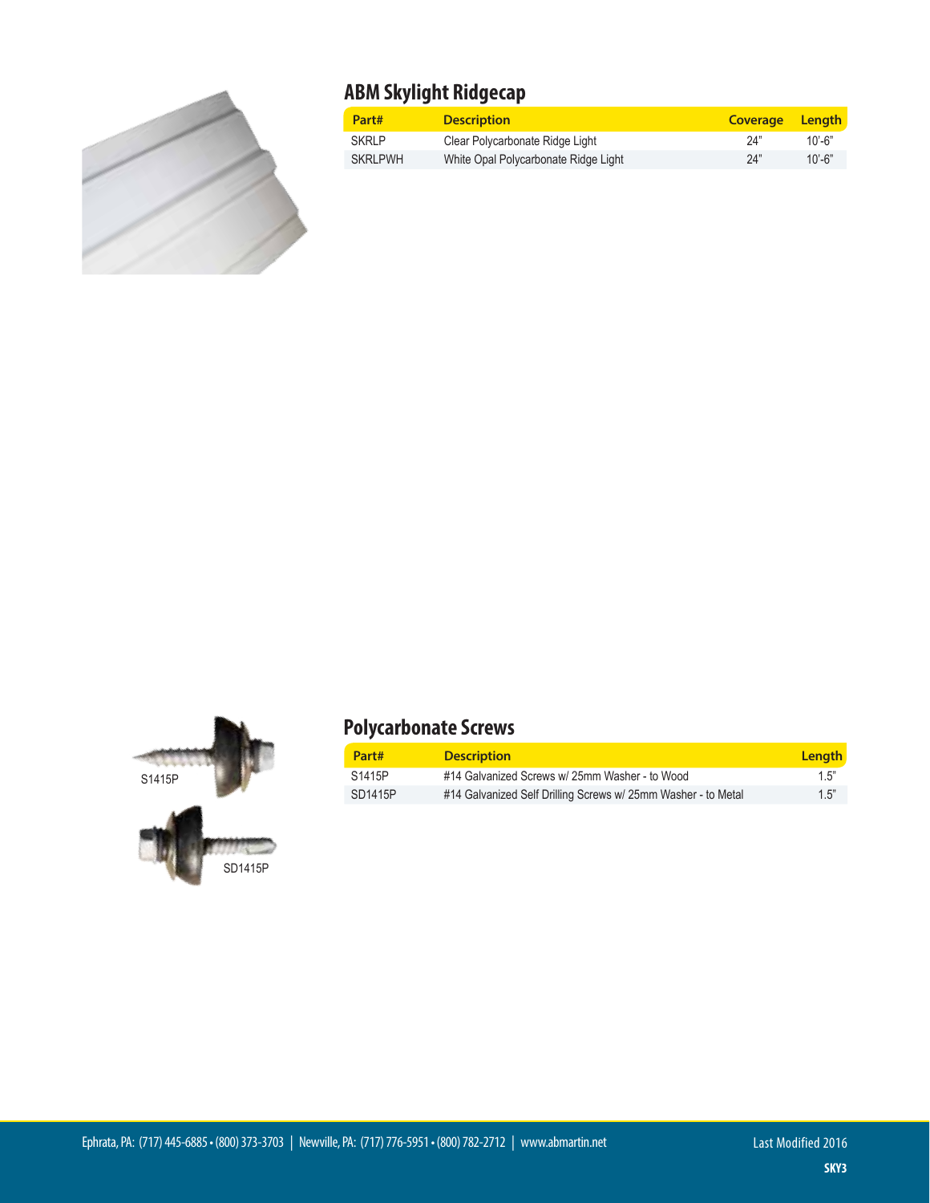## ABM Skylight Ridgecap

| Part# | Description | Coverage | Length |
|---|---|---|---|
| SKRLP | Clear Polycarbonate Ridge Light | 24" | 10'-6" |
| SKRLPWH | White Opal Polycarbonate Ridge Light | 24" | 10'-6" |

S1415P

SD1415P

## Polycarbonate Screws

| Part# | Description | Length |
|---|---|---|
| S1415P | #14 Galvanized Screws w/ 25mm Washer - to Wood | 1.5" |
| SD1415P | #14 Galvanized Self Drilling Screws w/ 25mm Washer - to Metal | 1.5" |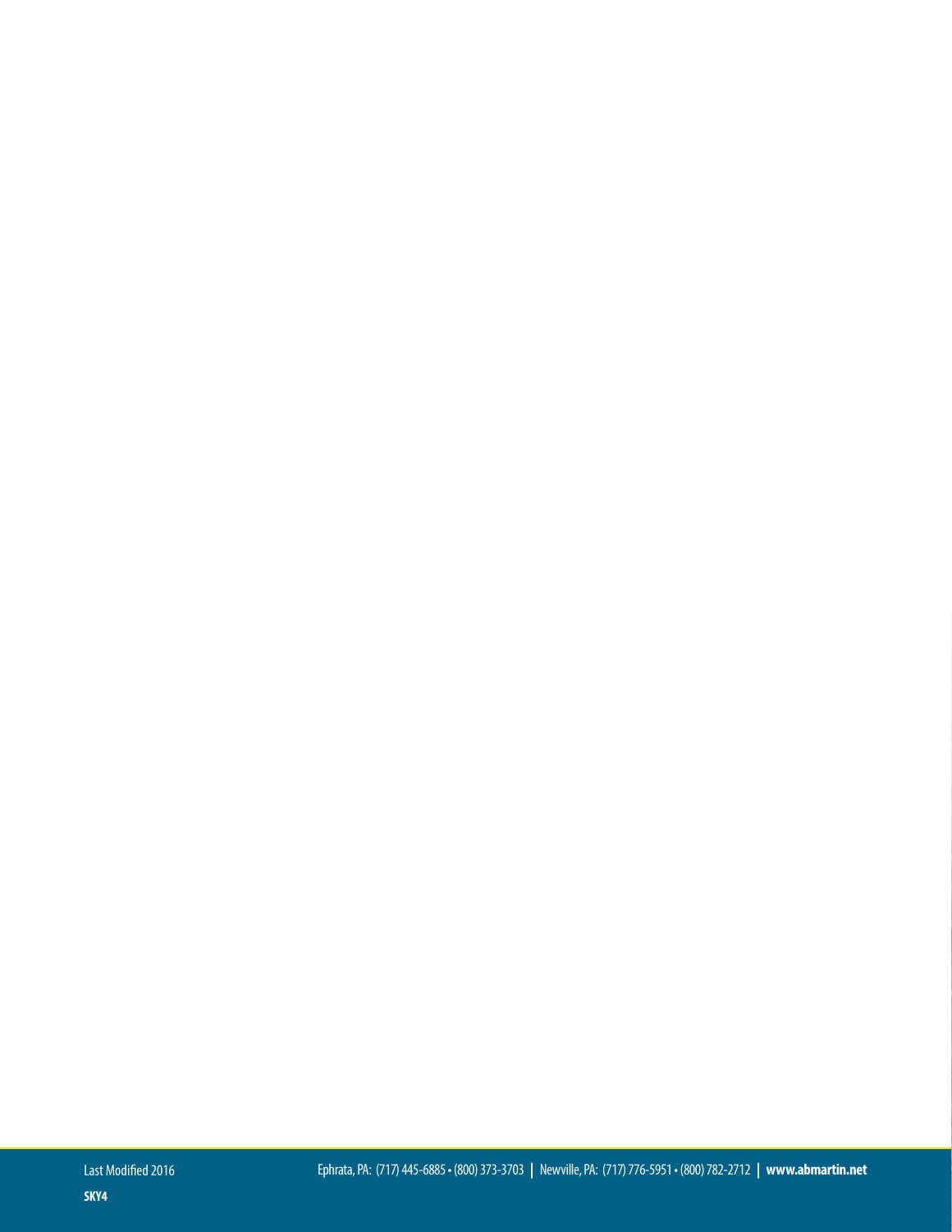Last Modified 2016

SKY4

Ephrata, PA: (717) 445-6885 • (800) 373-3703 | Newville, PA: (717) 776-5951 • (800) 782-2712 | **www.abmartin.net**